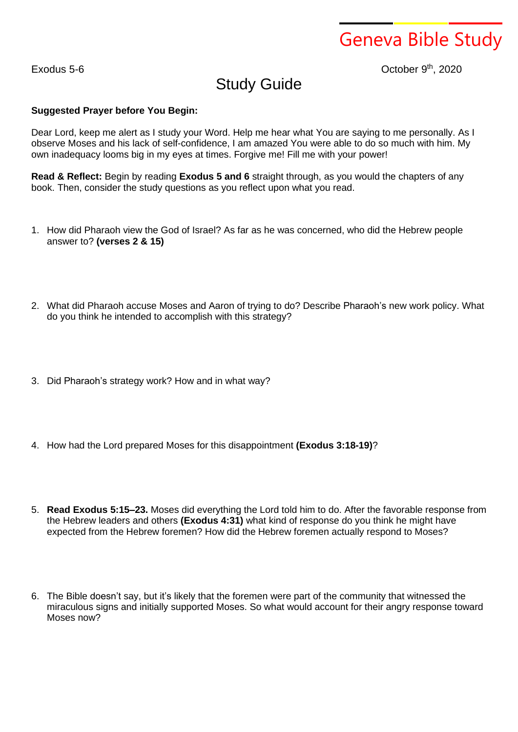# Geneva Bible Study

Exodus 5-6

October 9th, 2020

## Study Guide

**Suggested Prayer before You Begin:**

Dear Lord, keep me alert as I study your Word. Help me hear what You are saying to me personally. As I observe Moses and his lack of self-confidence, I am amazed You were able to do so much with him. My own inadequacy looms big in my eyes at times. Forgive me! Fill me with your power!

**Read & Reflect:** Begin by reading **Exodus 5 and 6** straight through, as you would the chapters of any book. Then, consider the study questions as you reflect upon what you read.

1. How did Pharaoh view the God of Israel? As far as he was concerned, who did the Hebrew people answer to? **(verses 2 & 15)**

2. What did Pharaoh accuse Moses and Aaron of trying to do? Describe Pharaoh's new work policy. What do you think he intended to accomplish with this strategy?

3. Did Pharaoh's strategy work? How and in what way?

4. How had the Lord prepared Moses for this disappointment **(Exodus 3:18-19)**?

5. **Read Exodus 5:15–23.** Moses did everything the Lord told him to do. After the favorable response from the Hebrew leaders and others **(Exodus 4:31)** what kind of response do you think he might have expected from the Hebrew foremen? How did the Hebrew foremen actually respond to Moses?

6. The Bible doesn't say, but it's likely that the foremen were part of the community that witnessed the miraculous signs and initially supported Moses. So what would account for their angry response toward Moses now?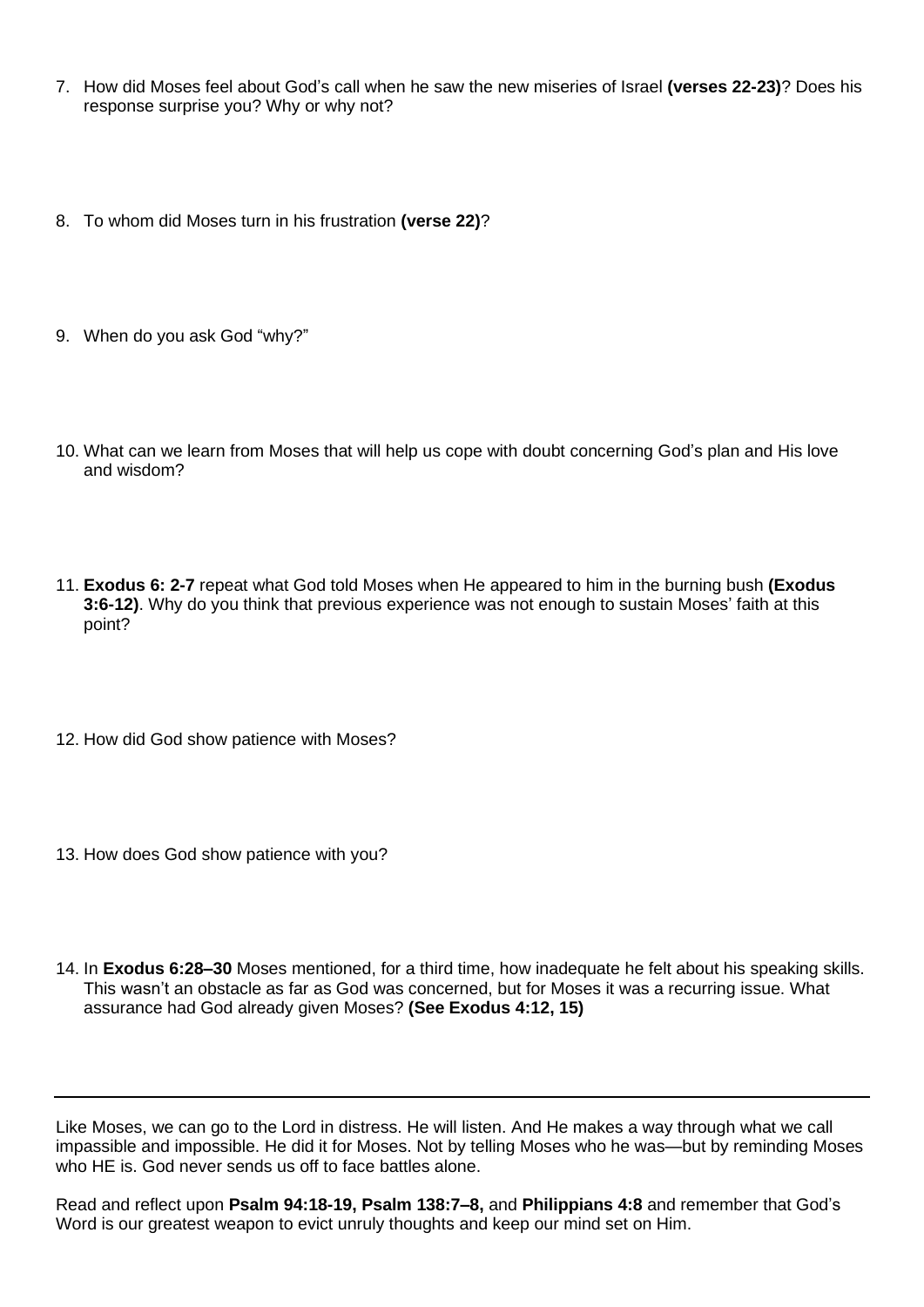7. How did Moses feel about God's call when he saw the new miseries of Israel **(verses 22-23)**? Does his response surprise you? Why or why not?

8. To whom did Moses turn in his frustration **(verse 22)**?

9. When do you ask God "why?"

10. What can we learn from Moses that will help us cope with doubt concerning God's plan and His love and wisdom?

11. **Exodus 6: 2-7** repeat what God told Moses when He appeared to him in the burning bush **(Exodus 3:6-12)**. Why do you think that previous experience was not enough to sustain Moses' faith at this point?

12. How did God show patience with Moses?

13. How does God show patience with you?

14. In **Exodus 6:28–30** Moses mentioned, for a third time, how inadequate he felt about his speaking skills. This wasn't an obstacle as far as God was concerned, but for Moses it was a recurring issue. What assurance had God already given Moses? **(See Exodus 4:12, 15)**

---

Like Moses, we can go to the Lord in distress. He will listen. And He makes a way through what we call impassible and impossible. He did it for Moses. Not by telling Moses who he was—but by reminding Moses who HE is. God never sends us off to face battles alone.

Read and reflect upon **Psalm 94:18-19, Psalm 138:7–8,** and **Philippians 4:8** and remember that God's Word is our greatest weapon to evict unruly thoughts and keep our mind set on Him.